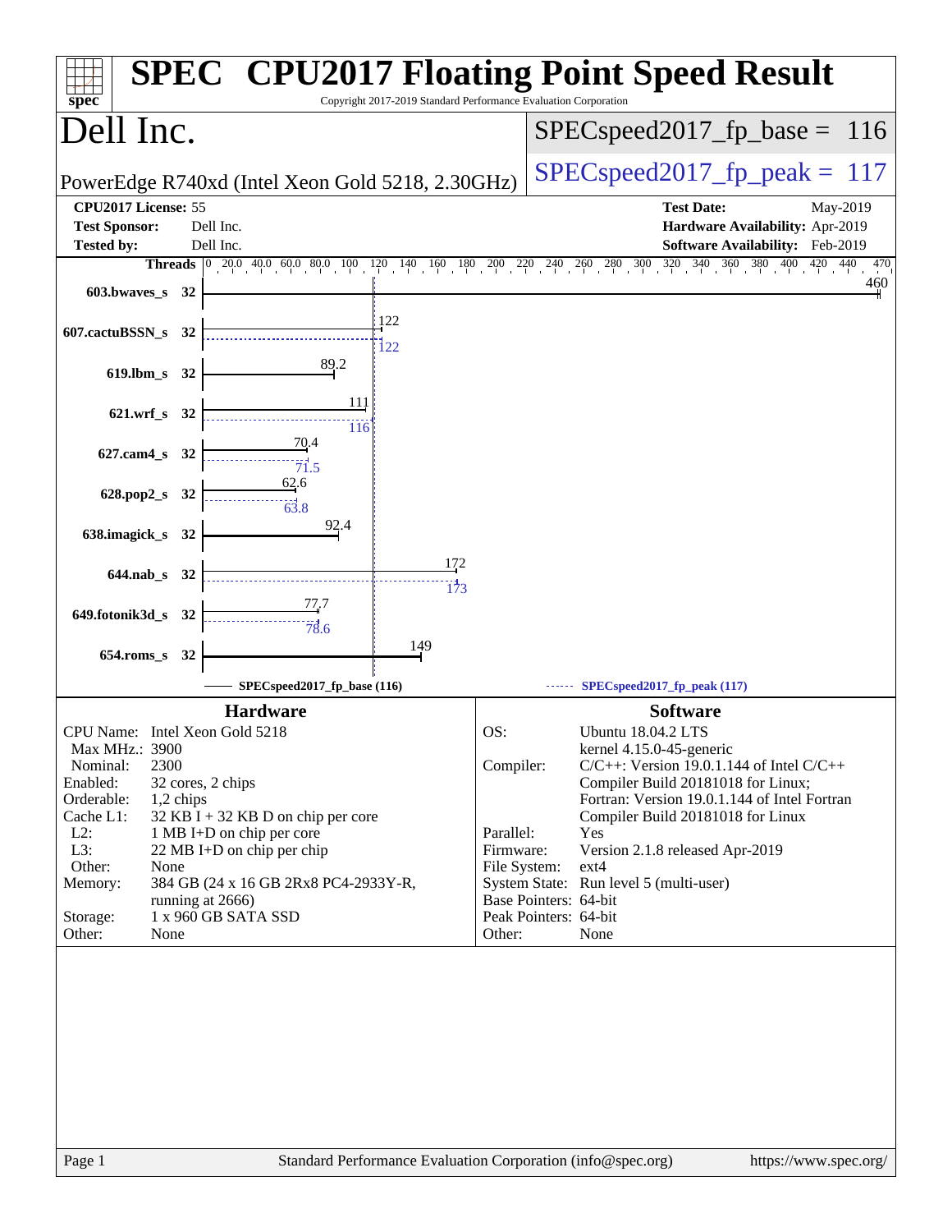# SPEC CPU2017 Floating Point Speed Result

Copyright 2017-2019 Standard Performance Evaluation Corporation

## Dell Inc.

PowerEdge R740xd (Intel Xeon Gold 5218, 2.30GHz)

SPECspeed2017_fp_base = 116

SPECspeed2017_fp_peak = 117

| | | | |
|---|---|---|---|
| **CPU2017 License:** | 55 | **Test Date:** | May-2019 |
| **Test Sponsor:** | Dell Inc. | **Hardware Availability:** | Apr-2019 |
| **Tested by:** | Dell Inc. | **Software Availability:** | Feb-2019 |

| Benchmark | Threads | Base | Peak |
|---|---|---|---|
| 603.bwaves_s | 32 | 460 | |
| 607.cactuBSSN_s | 32 | 122 | 122 |
| 619.lbm_s | 32 | 89.2 | |
| 621.wrf_s | 32 | 111 | 116 |
| 627.cam4_s | 32 | 70.4 | 71.5 |
| 628.pop2_s | 32 | 62.6 | 63.8 |
| 638.imagick_s | 32 | 92.4 | |
| 644.nab_s | 32 | 172 | 173 |
| 649.fotonik3d_s | 32 | 77.7 | 78.6 |
| 654.roms_s | 32 | 149 | |

SPECspeed2017_fp_base (116) — SPECspeed2017_fp_peak (117)

### Hardware

| | |
|---|---|
| CPU Name: | Intel Xeon Gold 5218 |
| Max MHz.: | 3900 |
| Nominal: | 2300 |
| Enabled: | 32 cores, 2 chips |
| Orderable: | 1,2 chips |
| Cache L1: | 32 KB I + 32 KB D on chip per core |
| L2: | 1 MB I+D on chip per core |
| L3: | 22 MB I+D on chip per chip |
| Other: | None |
| Memory: | 384 GB (24 x 16 GB 2Rx8 PC4-2933Y-R, running at 2666) |
| Storage: | 1 x 960 GB SATA SSD |
| Other: | None |

### Software

| | |
|---|---|
| OS: | Ubuntu 18.04.2 LTS kernel 4.15.0-45-generic |
| Compiler: | C/C++: Version 19.0.1.144 of Intel C/C++ Compiler Build 20181018 for Linux; Fortran: Version 19.0.1.144 of Intel Fortran Compiler Build 20181018 for Linux |
| Parallel: | Yes |
| Firmware: | Version 2.1.8 released Apr-2019 |
| File System: | ext4 |
| System State: | Run level 5 (multi-user) |
| Base Pointers: | 64-bit |
| Peak Pointers: | 64-bit |
| Other: | None |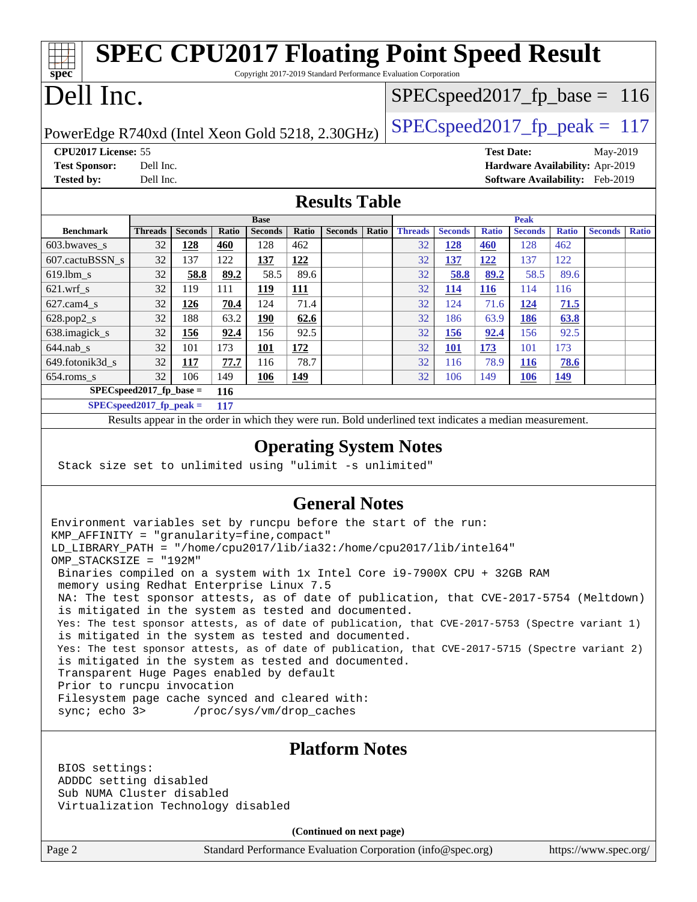# SPEC CPU2017 Floating Point Speed Result

Copyright 2017-2019 Standard Performance Evaluation Corporation

# Dell Inc.

PowerEdge R740xd (Intel Xeon Gold 5218, 2.30GHz)

SPECspeed2017_fp_base = 116

SPECspeed2017_fp_peak = 117

**CPU2017 License:** 55
**Test Sponsor:** Dell Inc.
**Tested by:** Dell Inc.

**Test Date:** May-2019
**Hardware Availability:** Apr-2019
**Software Availability:** Feb-2019

## Results Table

| Benchmark | Base | | | | | | | Peak | | | | | | |
|---|---|---|---|---|---|---|---|---|---|---|---|---|---|---|
| | Threads | Seconds | Ratio | Seconds | Ratio | Seconds | Ratio | Threads | Seconds | Ratio | Seconds | Ratio | Seconds | Ratio |
| 603.bwaves_s | 32 | **128** | **460** | 128 | 462 | | | 32 | **128** | **460** | 128 | 462 | | |
| 607.cactuBSSN_s | 32 | 137 | 122 | **137** | **122** | | | 32 | **137** | **122** | 137 | 122 | | |
| 619.lbm_s | 32 | **58.8** | **89.2** | 58.5 | 89.6 | | | 32 | **58.8** | **89.2** | 58.5 | 89.6 | | |
| 621.wrf_s | 32 | 119 | 111 | **119** | **111** | | | 32 | **114** | **116** | 114 | 116 | | |
| 627.cam4_s | 32 | **126** | **70.4** | 124 | 71.4 | | | 32 | 124 | 71.6 | **124** | **71.5** | | |
| 628.pop2_s | 32 | 188 | 63.2 | **190** | **62.6** | | | 32 | 186 | 63.9 | **186** | **63.8** | | |
| 638.imagick_s | 32 | **156** | **92.4** | 156 | 92.5 | | | 32 | **156** | **92.4** | 156 | 92.5 | | |
| 644.nab_s | 32 | 101 | 173 | **101** | **172** | | | 32 | **101** | **173** | 101 | 173 | | |
| 649.fotonik3d_s | 32 | **117** | **77.7** | 116 | 78.7 | | | 32 | 116 | 78.9 | **116** | **78.6** | | |
| 654.roms_s | 32 | 106 | 149 | **106** | **149** | | | 32 | 106 | 149 | **106** | **149** | | |

**SPECspeed2017_fp_base =** **116**

**SPECspeed2017_fp_peak =** **117**

Results appear in the order in which they were run. Bold underlined text indicates a median measurement.

## Operating System Notes

```
Stack size set to unlimited using "ulimit -s unlimited"
```

## General Notes

```
Environment variables set by runcpu before the start of the run:
KMP_AFFINITY = "granularity=fine,compact"
LD_LIBRARY_PATH = "/home/cpu2017/lib/ia32:/home/cpu2017/lib/intel64"
OMP_STACKSIZE = "192M"
 Binaries compiled on a system with 1x Intel Core i9-7900X CPU + 32GB RAM
 memory using Redhat Enterprise Linux 7.5
 NA: The test sponsor attests, as of date of publication, that CVE-2017-5754 (Meltdown)
 is mitigated in the system as tested and documented.
 Yes: The test sponsor attests, as of date of publication, that CVE-2017-5753 (Spectre variant 1)
 is mitigated in the system as tested and documented.
 Yes: The test sponsor attests, as of date of publication, that CVE-2017-5715 (Spectre variant 2)
 is mitigated in the system as tested and documented.
 Transparent Huge Pages enabled by default
 Prior to runcpu invocation
 Filesystem page cache synced and cleared with:
 sync; echo 3>       /proc/sys/vm/drop_caches
```

## Platform Notes

```
BIOS settings:
ADDDC setting disabled
Sub NUMA Cluster disabled
Virtualization Technology disabled
```

**(Continued on next page)**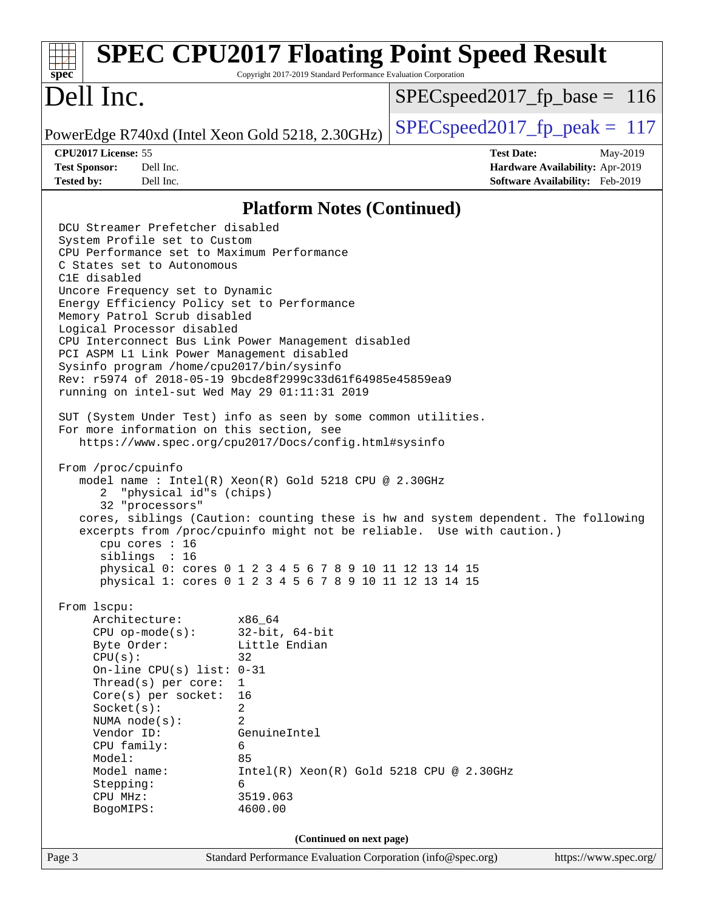## Platform Notes (Continued)

```
DCU Streamer Prefetcher disabled
System Profile set to Custom
CPU Performance set to Maximum Performance
C States set to Autonomous
C1E disabled
Uncore Frequency set to Dynamic
Energy Efficiency Policy set to Performance
Memory Patrol Scrub disabled
Logical Processor disabled
CPU Interconnect Bus Link Power Management disabled
PCI ASPM L1 Link Power Management disabled
Sysinfo program /home/cpu2017/bin/sysinfo
Rev: r5974 of 2018-05-19 9bcde8f2999c33d61f64985e45859ea9
running on intel-sut Wed May 29 01:11:31 2019

SUT (System Under Test) info as seen by some common utilities.
For more information on this section, see
   https://www.spec.org/cpu2017/Docs/config.html#sysinfo

From /proc/cpuinfo
   model name : Intel(R) Xeon(R) Gold 5218 CPU @ 2.30GHz
      2  "physical id"s (chips)
      32 "processors"
   cores, siblings (Caution: counting these is hw and system dependent. The following
   excerpts from /proc/cpuinfo might not be reliable.  Use with caution.)
      cpu cores : 16
      siblings  : 16
      physical 0: cores 0 1 2 3 4 5 6 7 8 9 10 11 12 13 14 15
      physical 1: cores 0 1 2 3 4 5 6 7 8 9 10 11 12 13 14 15

From lscpu:
     Architecture:          x86_64
     CPU op-mode(s):        32-bit, 64-bit
     Byte Order:            Little Endian
     CPU(s):                32
     On-line CPU(s) list: 0-31
     Thread(s) per core:    1
     Core(s) per socket:    16
     Socket(s):             2
     NUMA node(s):          2
     Vendor ID:             GenuineIntel
     CPU family:            6
     Model:                 85
     Model name:            Intel(R) Xeon(R) Gold 5218 CPU @ 2.30GHz
     Stepping:              6
     CPU MHz:               3519.063
     BogoMIPS:              4600.00
```

(Continued on next page)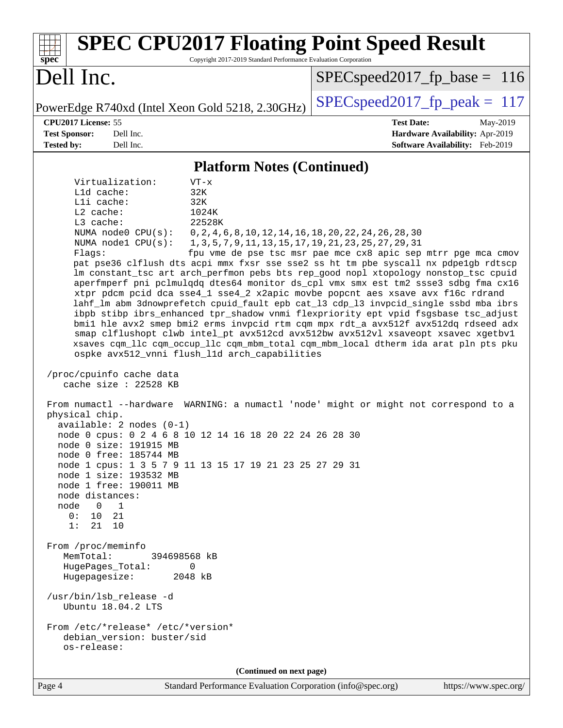## Platform Notes (Continued)

```
     Virtualization:      VT-x
     L1d cache:           32K
     L1i cache:           32K
     L2 cache:            1024K
     L3 cache:            22528K
     NUMA node0 CPU(s):   0,2,4,6,8,10,12,14,16,18,20,22,24,26,28,30
     NUMA node1 CPU(s):   1,3,5,7,9,11,13,15,17,19,21,23,25,27,29,31
     Flags:               fpu vme de pse tsc msr pae mce cx8 apic sep mtrr pge mca cmov
     pat pse36 clflush dts acpi mmx fxsr sse sse2 ss ht tm pbe syscall nx pdpe1gb rdtscp
     lm constant_tsc art arch_perfmon pebs bts rep_good nopl xtopology nonstop_tsc cpuid
     aperfmperf pni pclmulqdq dtes64 monitor ds_cpl vmx smx est tm2 ssse3 sdbg fma cx16
     xtpr pdcm pcid dca sse4_1 sse4_2 x2apic movbe popcnt aes xsave avx f16c rdrand
     lahf_lm abm 3dnowprefetch cpuid_fault epb cat_l3 cdp_l3 invpcid_single ssbd mba ibrs
     ibpb stibp ibrs_enhanced tpr_shadow vnmi flexpriority ept vpid fsgsbase tsc_adjust
     bmi1 hle avx2 smep bmi2 erms invpcid rtm cqm mpx rdt_a avx512f avx512dq rdseed adx
     smap clflushopt clwb intel_pt avx512cd avx512bw avx512vl xsaveopt xsavec xgetbv1
     xsaves cqm_llc cqm_occup_llc cqm_mbm_total cqm_mbm_local dtherm ida arat pln pts pku
     ospke avx512_vnni flush_l1d arch_capabilities

 /proc/cpuinfo cache data
    cache size : 22528 KB

 From numactl --hardware  WARNING: a numactl 'node' might or might not correspond to a
 physical chip.
   available: 2 nodes (0-1)
   node 0 cpus: 0 2 4 6 8 10 12 14 16 18 20 22 24 26 28 30
   node 0 size: 191915 MB
   node 0 free: 185744 MB
   node 1 cpus: 1 3 5 7 9 11 13 15 17 19 21 23 25 27 29 31
   node 1 size: 193532 MB
   node 1 free: 190011 MB
   node distances:
   node   0   1
     0:  10  21
     1:  21  10

 From /proc/meminfo
    MemTotal:       394698568 kB
    HugePages_Total:       0
    Hugepagesize:       2048 kB

 /usr/bin/lsb_release -d
    Ubuntu 18.04.2 LTS

 From /etc/*release* /etc/*version*
    debian_version: buster/sid
    os-release:
```

**(Continued on next page)**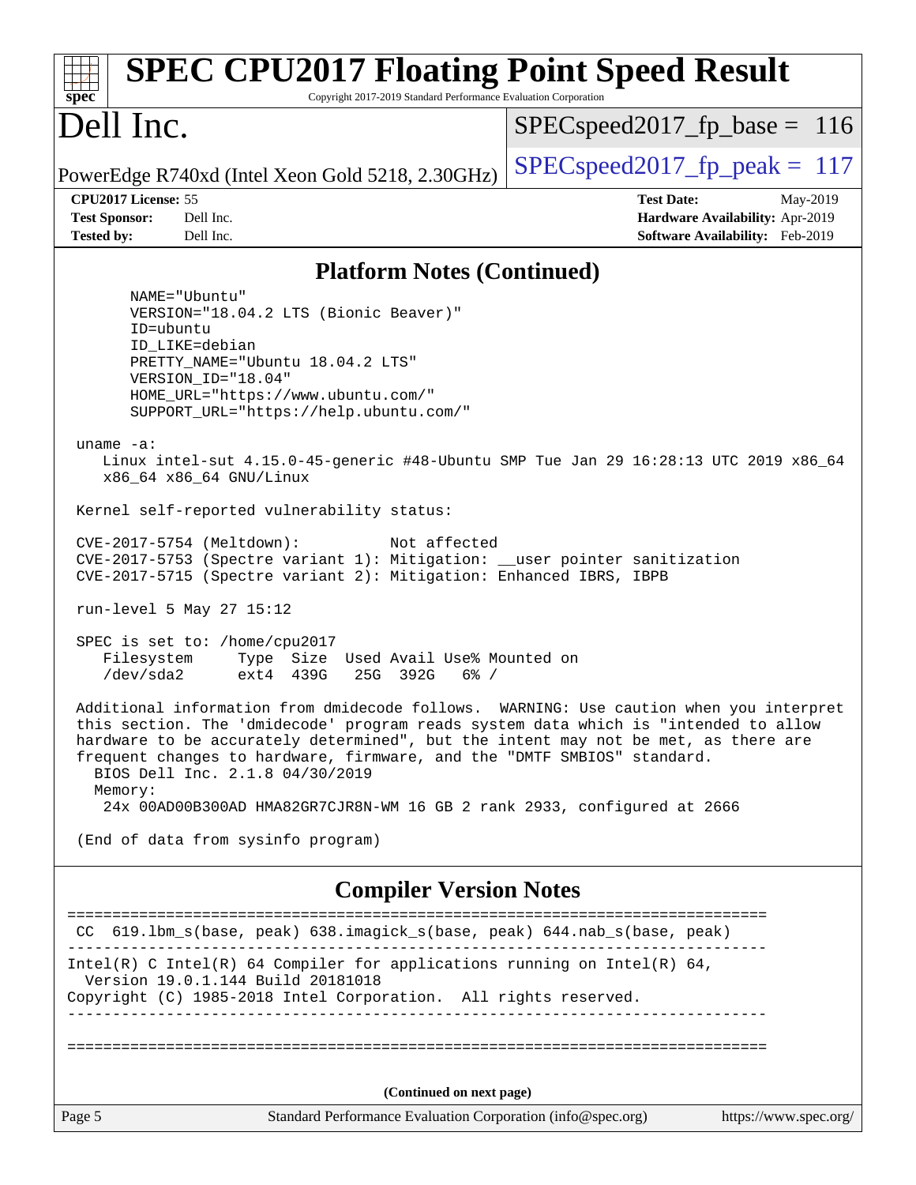## Platform Notes (Continued)

```
      NAME="Ubuntu"
      VERSION="18.04.2 LTS (Bionic Beaver)"
      ID=ubuntu
      ID_LIKE=debian
      PRETTY_NAME="Ubuntu 18.04.2 LTS"
      VERSION_ID="18.04"
      HOME_URL="https://www.ubuntu.com/"
      SUPPORT_URL="https://help.ubuntu.com/"

 uname -a:
    Linux intel-sut 4.15.0-45-generic #48-Ubuntu SMP Tue Jan 29 16:28:13 UTC 2019 x86_64
    x86_64 x86_64 GNU/Linux

 Kernel self-reported vulnerability status:

 CVE-2017-5754 (Meltdown):          Not affected
 CVE-2017-5753 (Spectre variant 1): Mitigation: __user pointer sanitization
 CVE-2017-5715 (Spectre variant 2): Mitigation: Enhanced IBRS, IBPB

 run-level 5 May 27 15:12

 SPEC is set to: /home/cpu2017
    Filesystem     Type  Size  Used Avail Use% Mounted on
    /dev/sda2      ext4  439G   25G  392G   6% /

 Additional information from dmidecode follows.  WARNING: Use caution when you interpret
 this section. The 'dmidecode' program reads system data which is "intended to allow
 hardware to be accurately determined", but the intent may not be met, as there are
 frequent changes to hardware, firmware, and the "DMTF SMBIOS" standard.
   BIOS Dell Inc. 2.1.8 04/30/2019
   Memory:
    24x 00AD00B300AD HMA82GR7CJR8N-WM 16 GB 2 rank 2933, configured at 2666

 (End of data from sysinfo program)
```

## Compiler Version Notes

```
==============================================================================
 CC  619.lbm_s(base, peak) 638.imagick_s(base, peak) 644.nab_s(base, peak)
------------------------------------------------------------------------------
Intel(R) C Intel(R) 64 Compiler for applications running on Intel(R) 64,
  Version 19.0.1.144 Build 20181018
Copyright (C) 1985-2018 Intel Corporation.  All rights reserved.
------------------------------------------------------------------------------

==============================================================================
```

(Continued on next page)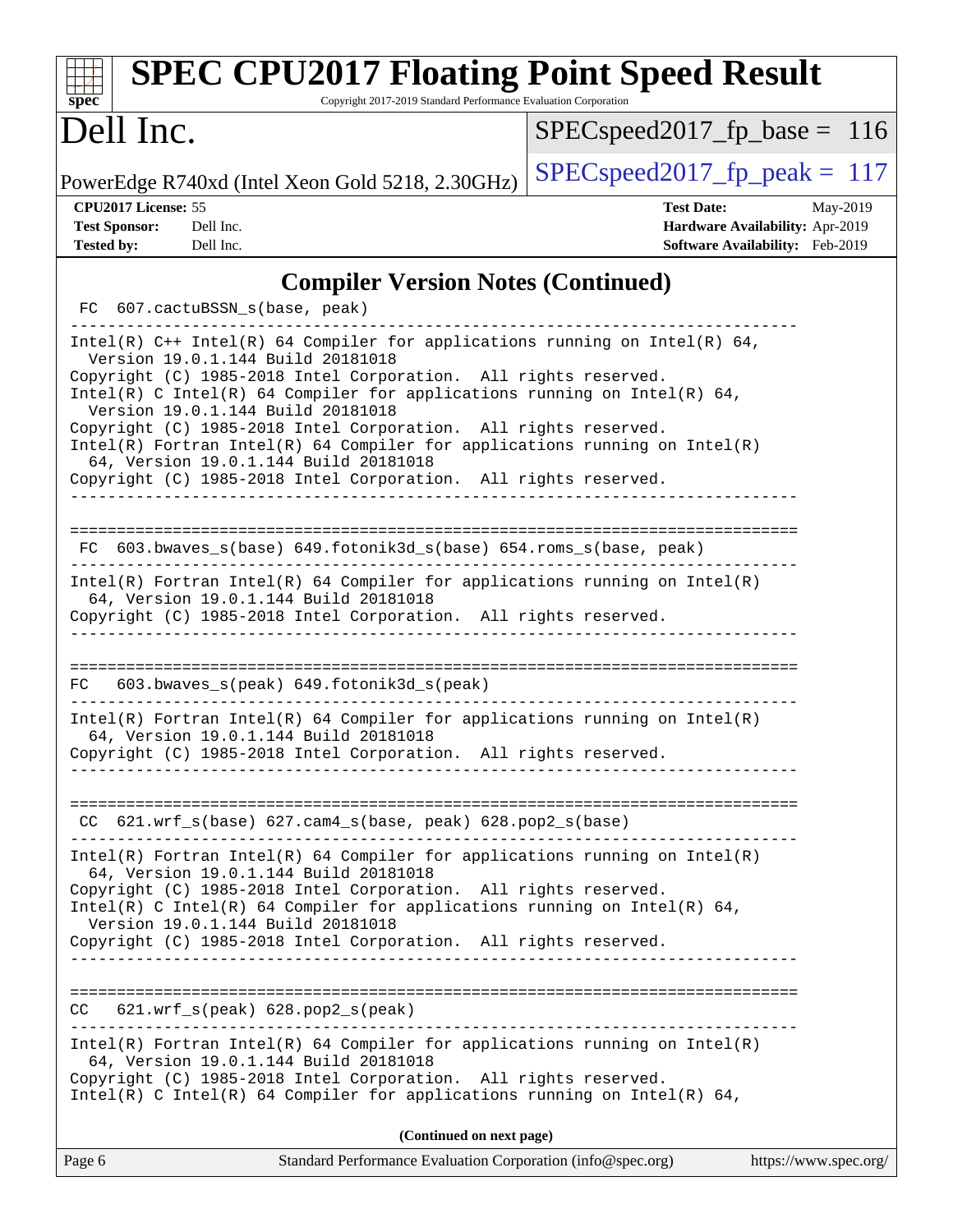# SPEC CPU2017 Floating Point Speed Result

Copyright 2017-2019 Standard Performance Evaluation Corporation

## Dell Inc.

PowerEdge R740xd (Intel Xeon Gold 5218, 2.30GHz)

SPECspeed2017_fp_base = 116

SPECspeed2017_fp_peak = 117

**CPU2017 License:** 55
**Test Sponsor:** Dell Inc.
**Tested by:** Dell Inc.

**Test Date:** May-2019
**Hardware Availability:** Apr-2019
**Software Availability:** Feb-2019

## Compiler Version Notes (Continued)

```
 FC  607.cactuBSSN_s(base, peak)
------------------------------------------------------------------------------
Intel(R) C++ Intel(R) 64 Compiler for applications running on Intel(R) 64,
  Version 19.0.1.144 Build 20181018
Copyright (C) 1985-2018 Intel Corporation.  All rights reserved.
Intel(R) C Intel(R) 64 Compiler for applications running on Intel(R) 64,
  Version 19.0.1.144 Build 20181018
Copyright (C) 1985-2018 Intel Corporation.  All rights reserved.
Intel(R) Fortran Intel(R) 64 Compiler for applications running on Intel(R)
  64, Version 19.0.1.144 Build 20181018
Copyright (C) 1985-2018 Intel Corporation.  All rights reserved.
------------------------------------------------------------------------------

==============================================================================
 FC  603.bwaves_s(base) 649.fotonik3d_s(base) 654.roms_s(base, peak)
------------------------------------------------------------------------------
Intel(R) Fortran Intel(R) 64 Compiler for applications running on Intel(R)
  64, Version 19.0.1.144 Build 20181018
Copyright (C) 1985-2018 Intel Corporation.  All rights reserved.
------------------------------------------------------------------------------

==============================================================================
 FC   603.bwaves_s(peak) 649.fotonik3d_s(peak)
------------------------------------------------------------------------------
Intel(R) Fortran Intel(R) 64 Compiler for applications running on Intel(R)
  64, Version 19.0.1.144 Build 20181018
Copyright (C) 1985-2018 Intel Corporation.  All rights reserved.
------------------------------------------------------------------------------

==============================================================================
 CC  621.wrf_s(base) 627.cam4_s(base, peak) 628.pop2_s(base)
------------------------------------------------------------------------------
Intel(R) Fortran Intel(R) 64 Compiler for applications running on Intel(R)
  64, Version 19.0.1.144 Build 20181018
Copyright (C) 1985-2018 Intel Corporation.  All rights reserved.
Intel(R) C Intel(R) 64 Compiler for applications running on Intel(R) 64,
  Version 19.0.1.144 Build 20181018
Copyright (C) 1985-2018 Intel Corporation.  All rights reserved.
------------------------------------------------------------------------------

==============================================================================
 CC   621.wrf_s(peak) 628.pop2_s(peak)
------------------------------------------------------------------------------
Intel(R) Fortran Intel(R) 64 Compiler for applications running on Intel(R)
  64, Version 19.0.1.144 Build 20181018
Copyright (C) 1985-2018 Intel Corporation.  All rights reserved.
Intel(R) C Intel(R) 64 Compiler for applications running on Intel(R) 64,
```

**(Continued on next page)**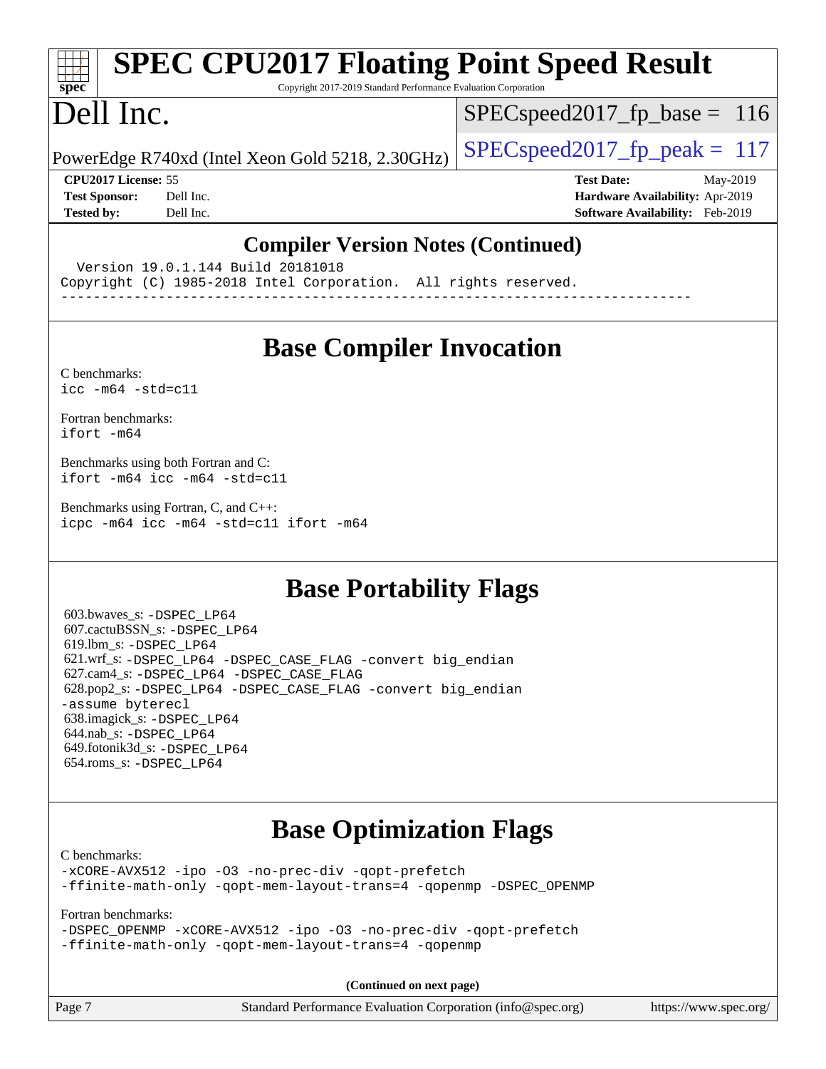## Compiler Version Notes (Continued)

```
  Version 19.0.1.144 Build 20181018
Copyright (C) 1985-2018 Intel Corporation.  All rights reserved.
------------------------------------------------------------------------------
```

## Base Compiler Invocation

C benchmarks:
`icc -m64 -std=c11`

Fortran benchmarks:
`ifort -m64`

Benchmarks using both Fortran and C:
`ifort -m64 icc -m64 -std=c11`

Benchmarks using Fortran, C, and C++:
`icpc -m64 icc -m64 -std=c11 ifort -m64`

## Base Portability Flags

603.bwaves_s: `-DSPEC_LP64`
607.cactuBSSN_s: `-DSPEC_LP64`
619.lbm_s: `-DSPEC_LP64`
621.wrf_s: `-DSPEC_LP64 -DSPEC_CASE_FLAG -convert big_endian`
627.cam4_s: `-DSPEC_LP64 -DSPEC_CASE_FLAG`
628.pop2_s: `-DSPEC_LP64 -DSPEC_CASE_FLAG -convert big_endian -assume byterecl`
638.imagick_s: `-DSPEC_LP64`
644.nab_s: `-DSPEC_LP64`
649.fotonik3d_s: `-DSPEC_LP64`
654.roms_s: `-DSPEC_LP64`

## Base Optimization Flags

C benchmarks:
`-xCORE-AVX512 -ipo -O3 -no-prec-div -qopt-prefetch -ffinite-math-only -qopt-mem-layout-trans=4 -qopenmp -DSPEC_OPENMP`

Fortran benchmarks:
`-DSPEC_OPENMP -xCORE-AVX512 -ipo -O3 -no-prec-div -qopt-prefetch -ffinite-math-only -qopt-mem-layout-trans=4 -qopenmp`

**(Continued on next page)**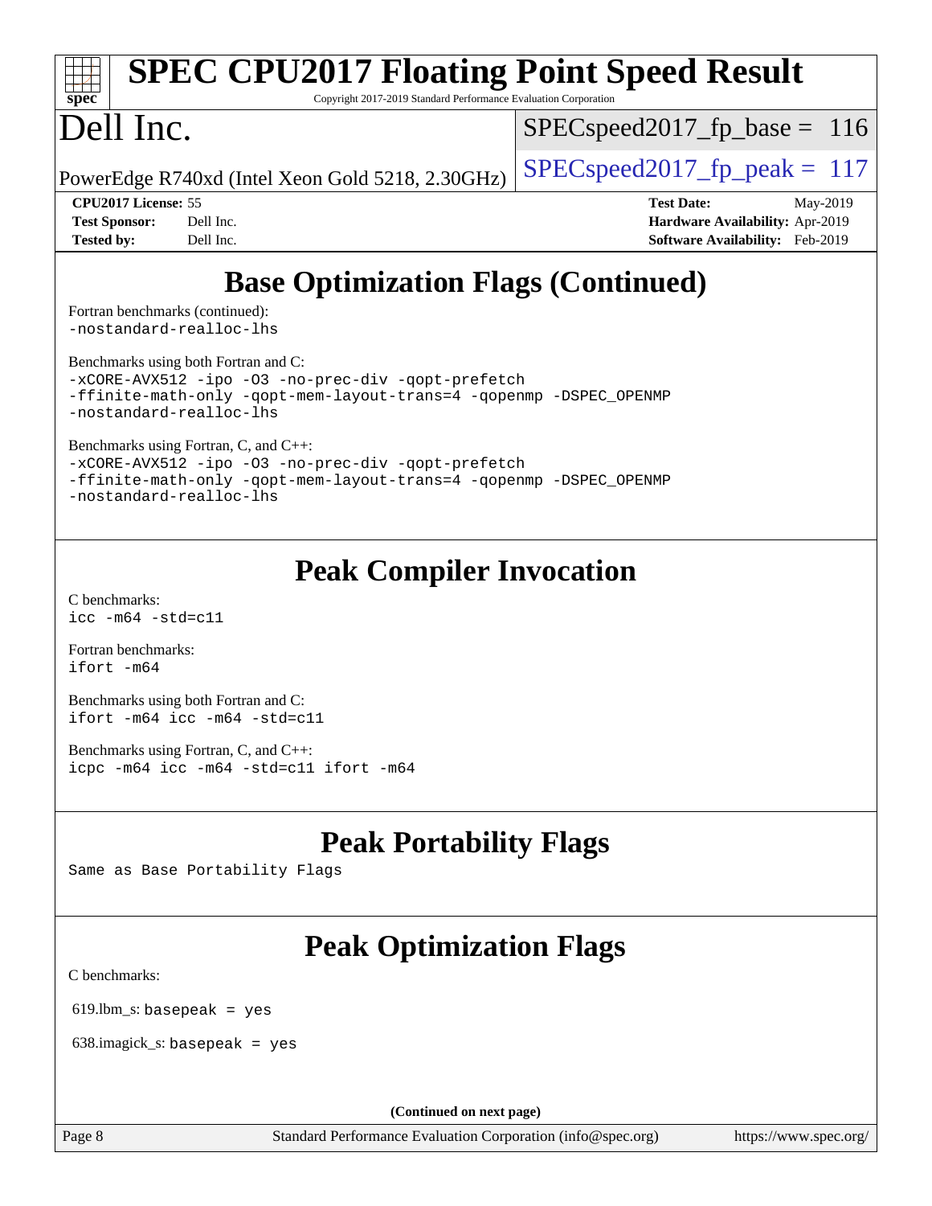## Base Optimization Flags (Continued)

Fortran benchmarks (continued):
```
-nostandard-realloc-lhs
```

Benchmarks using both Fortran and C:
```
-xCORE-AVX512 -ipo -O3 -no-prec-div -qopt-prefetch
-ffinite-math-only -qopt-mem-layout-trans=4 -qopenmp -DSPEC_OPENMP
-nostandard-realloc-lhs
```

Benchmarks using Fortran, C, and C++:
```
-xCORE-AVX512 -ipo -O3 -no-prec-div -qopt-prefetch
-ffinite-math-only -qopt-mem-layout-trans=4 -qopenmp -DSPEC_OPENMP
-nostandard-realloc-lhs
```

## Peak Compiler Invocation

C benchmarks:
```
icc -m64 -std=c11
```

Fortran benchmarks:
```
ifort -m64
```

Benchmarks using both Fortran and C:
```
ifort -m64 icc -m64 -std=c11
```

Benchmarks using Fortran, C, and C++:
```
icpc -m64 icc -m64 -std=c11 ifort -m64
```

## Peak Portability Flags

Same as Base Portability Flags

## Peak Optimization Flags

C benchmarks:

619.lbm_s: basepeak = yes

638.imagick_s: basepeak = yes

**(Continued on next page)**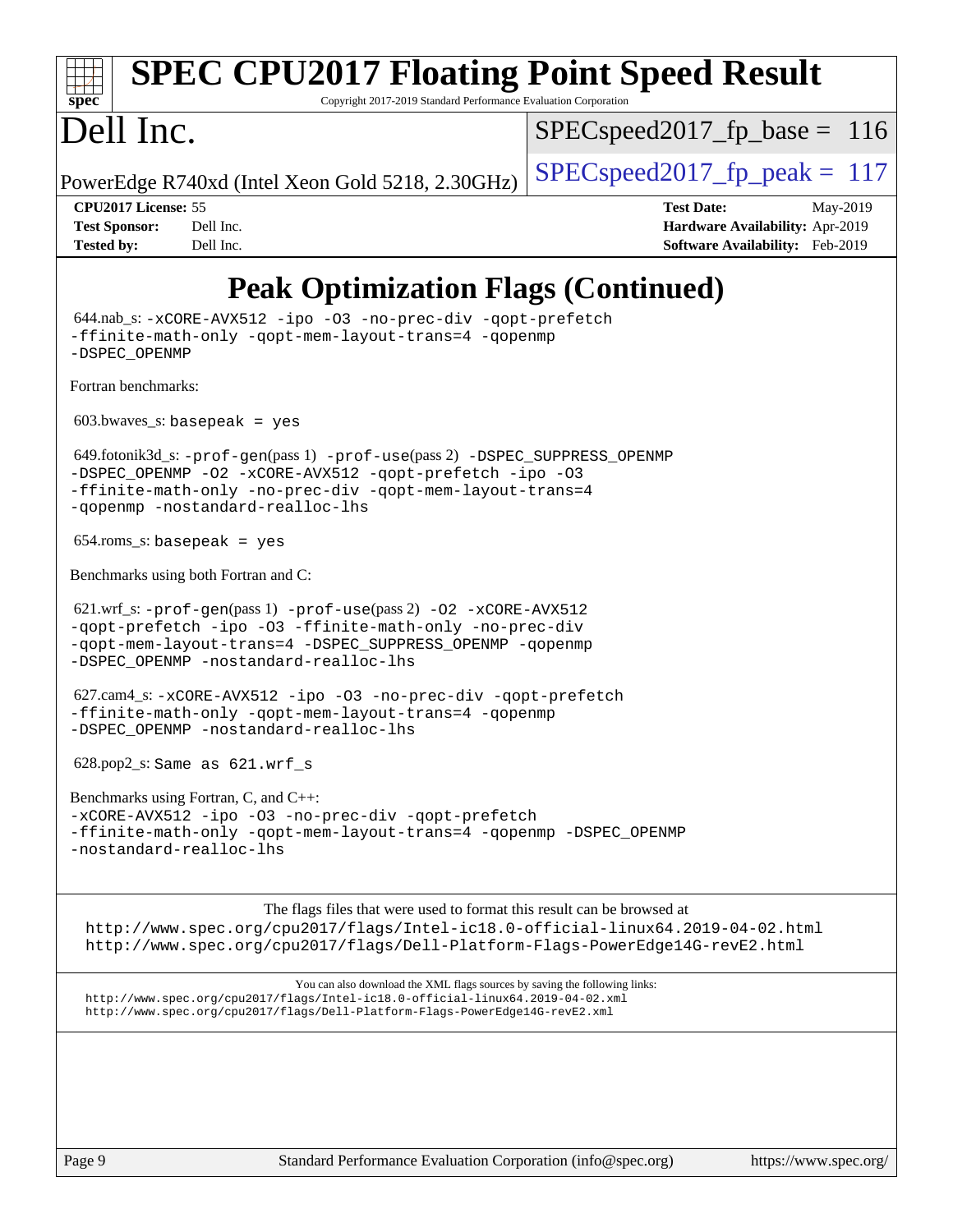# Peak Optimization Flags (Continued)

644.nab_s: `-xCORE-AVX512 -ipo -O3 -no-prec-div -qopt-prefetch -ffinite-math-only -qopt-mem-layout-trans=4 -qopenmp -DSPEC_OPENMP`

Fortran benchmarks:

603.bwaves_s: `basepeak = yes`

649.fotonik3d_s: `-prof-gen`(pass 1) `-prof-use`(pass 2) `-DSPEC_SUPPRESS_OPENMP -DSPEC_OPENMP -O2 -xCORE-AVX512 -qopt-prefetch -ipo -O3 -ffinite-math-only -no-prec-div -qopt-mem-layout-trans=4 -qopenmp -nostandard-realloc-lhs`

654.roms_s: `basepeak = yes`

Benchmarks using both Fortran and C:

621.wrf_s: `-prof-gen`(pass 1) `-prof-use`(pass 2) `-O2 -xCORE-AVX512 -qopt-prefetch -ipo -O3 -ffinite-math-only -no-prec-div -qopt-mem-layout-trans=4 -DSPEC_SUPPRESS_OPENMP -qopenmp -DSPEC_OPENMP -nostandard-realloc-lhs`

627.cam4_s: `-xCORE-AVX512 -ipo -O3 -no-prec-div -qopt-prefetch -ffinite-math-only -qopt-mem-layout-trans=4 -qopenmp -DSPEC_OPENMP -nostandard-realloc-lhs`

628.pop2_s: `Same as 621.wrf_s`

Benchmarks using Fortran, C, and C++:
`-xCORE-AVX512 -ipo -O3 -no-prec-div -qopt-prefetch -ffinite-math-only -qopt-mem-layout-trans=4 -qopenmp -DSPEC_OPENMP -nostandard-realloc-lhs`

The flags files that were used to format this result can be browsed at
http://www.spec.org/cpu2017/flags/Intel-ic18.0-official-linux64.2019-04-02.html
http://www.spec.org/cpu2017/flags/Dell-Platform-Flags-PowerEdge14G-revE2.html

You can also download the XML flags sources by saving the following links:
http://www.spec.org/cpu2017/flags/Intel-ic18.0-official-linux64.2019-04-02.xml
http://www.spec.org/cpu2017/flags/Dell-Platform-Flags-PowerEdge14G-revE2.xml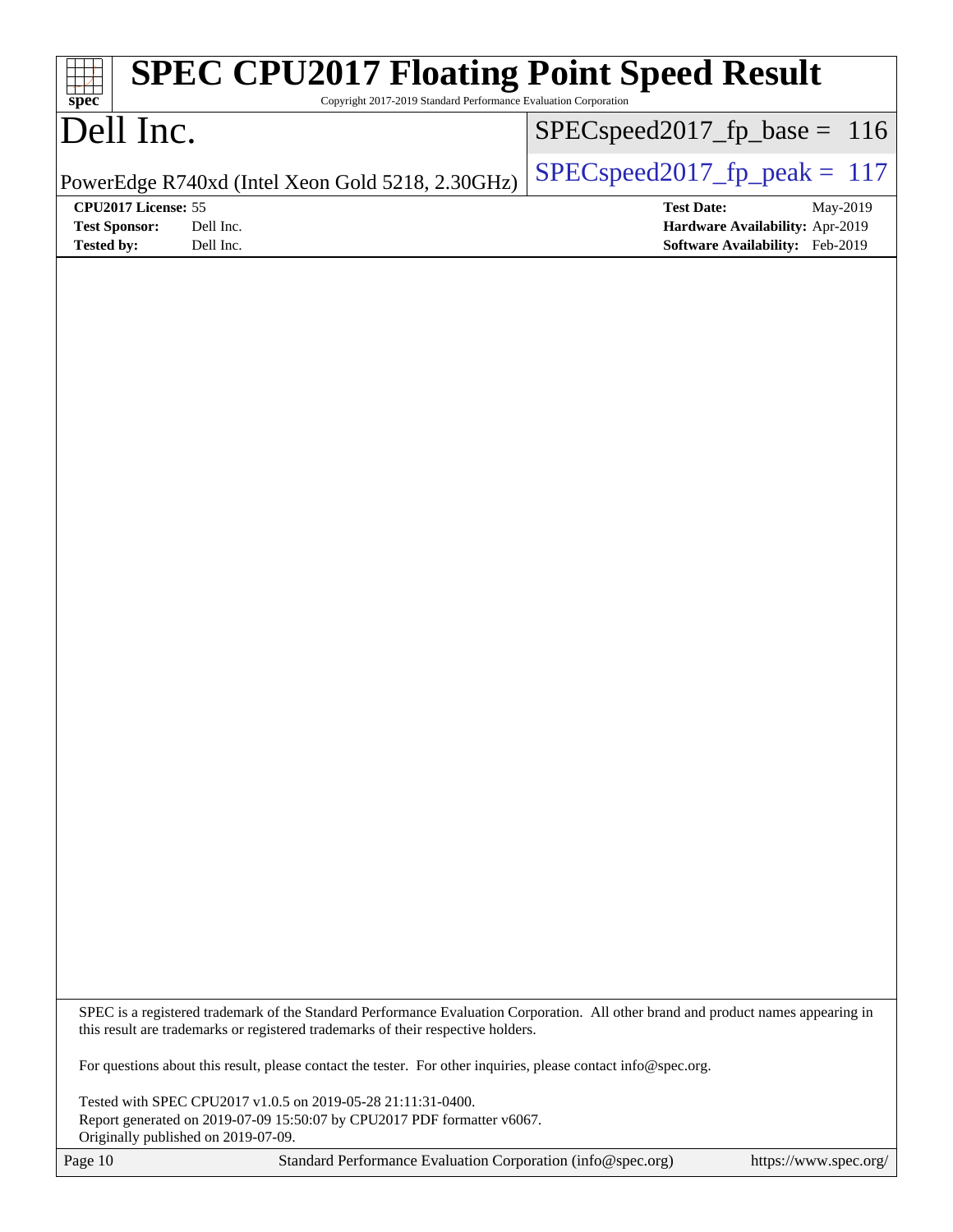SPEC is a registered trademark of the Standard Performance Evaluation Corporation. All other brand and product names appearing in this result are trademarks or registered trademarks of their respective holders.

For questions about this result, please contact the tester. For other inquiries, please contact info@spec.org.

Tested with SPEC CPU2017 v1.0.5 on 2019-05-28 21:11:31-0400.
Report generated on 2019-07-09 15:50:07 by CPU2017 PDF formatter v6067.
Originally published on 2019-07-09.